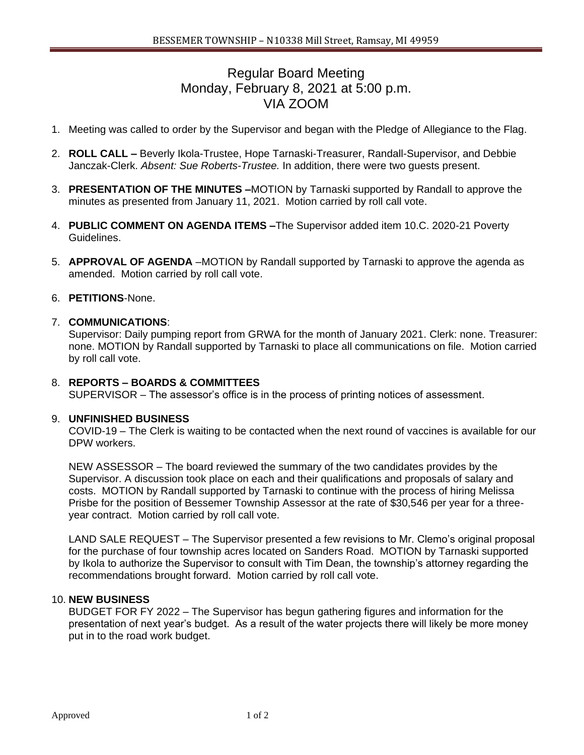# Regular Board Meeting
## Monday, February 8, 2021 at 5:00 p.m.
## VIA ZOOM

1. Meeting was called to order by the Supervisor and began with the Pledge of Allegiance to the Flag.

2. **ROLL CALL –** Beverly Ikola-Trustee, Hope Tarnaski-Treasurer, Randall-Supervisor, and Debbie Janczak-Clerk. *Absent: Sue Roberts-Trustee.* In addition, there were two guests present.

3. **PRESENTATION OF THE MINUTES –**MOTION by Tarnaski supported by Randall to approve the minutes as presented from January 11, 2021. Motion carried by roll call vote.

4. **PUBLIC COMMENT ON AGENDA ITEMS –**The Supervisor added item 10.C. 2020-21 Poverty Guidelines.

5. **APPROVAL OF AGENDA** –MOTION by Randall supported by Tarnaski to approve the agenda as amended. Motion carried by roll call vote.

6. **PETITIONS**-None.

7. **COMMUNICATIONS**:
   Supervisor: Daily pumping report from GRWA for the month of January 2021. Clerk: none. Treasurer: none. MOTION by Randall supported by Tarnaski to place all communications on file. Motion carried by roll call vote.

8. **REPORTS – BOARDS & COMMITTEES**
   SUPERVISOR – The assessor's office is in the process of printing notices of assessment.

9. **UNFINISHED BUSINESS**
   COVID-19 – The Clerk is waiting to be contacted when the next round of vaccines is available for our DPW workers.

   NEW ASSESSOR – The board reviewed the summary of the two candidates provides by the Supervisor. A discussion took place on each and their qualifications and proposals of salary and costs. MOTION by Randall supported by Tarnaski to continue with the process of hiring Melissa Prisbe for the position of Bessemer Township Assessor at the rate of $30,546 per year for a three-year contract. Motion carried by roll call vote.

   LAND SALE REQUEST – The Supervisor presented a few revisions to Mr. Clemo's original proposal for the purchase of four township acres located on Sanders Road. MOTION by Tarnaski supported by Ikola to authorize the Supervisor to consult with Tim Dean, the township's attorney regarding the recommendations brought forward. Motion carried by roll call vote.

10. **NEW BUSINESS**
    BUDGET FOR FY 2022 – The Supervisor has begun gathering figures and information for the presentation of next year's budget. As a result of the water projects there will likely be more money put in to the road work budget.

Approved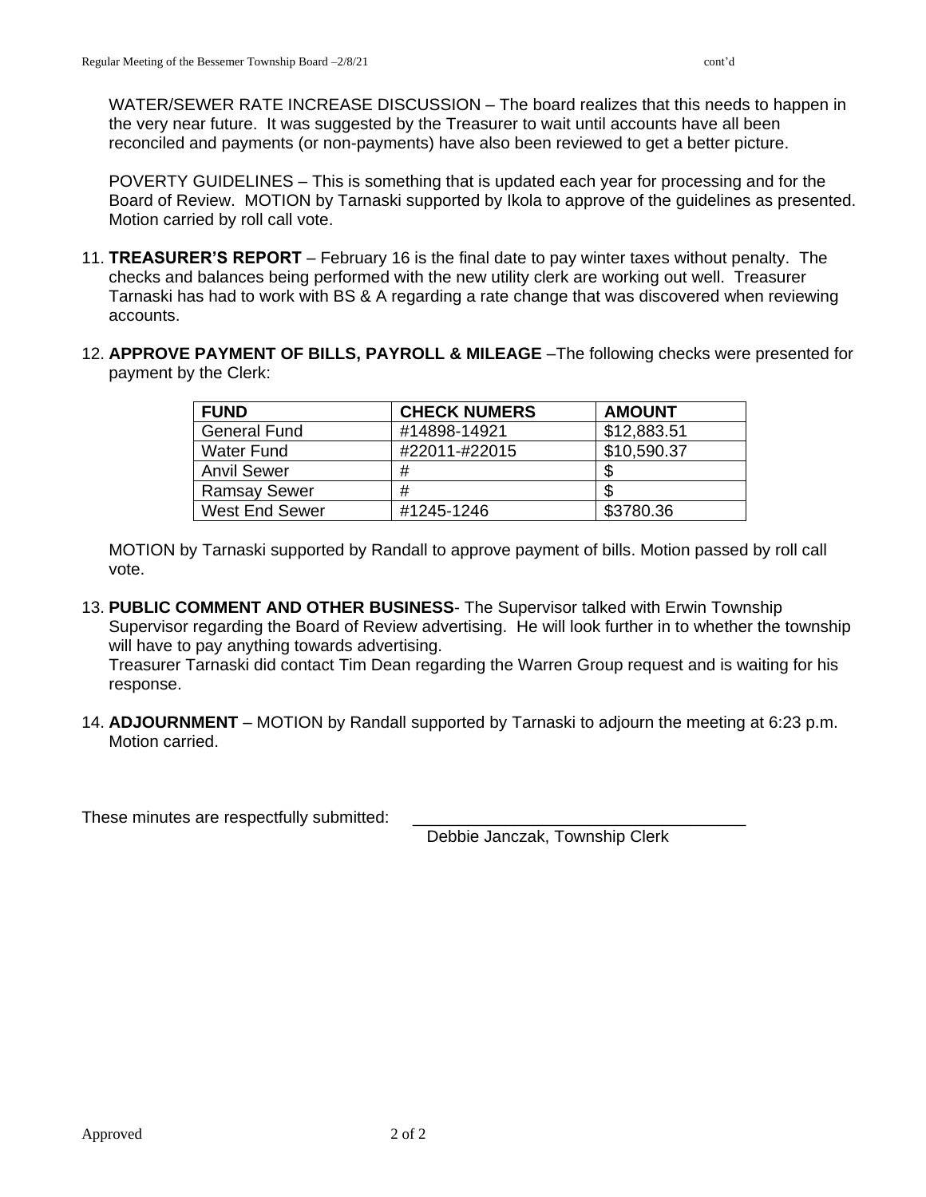WATER/SEWER RATE INCREASE DISCUSSION – The board realizes that this needs to happen in the very near future. It was suggested by the Treasurer to wait until accounts have all been reconciled and payments (or non-payments) have also been reviewed to get a better picture.

POVERTY GUIDELINES – This is something that is updated each year for processing and for the Board of Review. MOTION by Tarnaski supported by Ikola to approve of the guidelines as presented. Motion carried by roll call vote.

11. **TREASURER'S REPORT** – February 16 is the final date to pay winter taxes without penalty. The checks and balances being performed with the new utility clerk are working out well. Treasurer Tarnaski has had to work with BS & A regarding a rate change that was discovered when reviewing accounts.

12. **APPROVE PAYMENT OF BILLS, PAYROLL & MILEAGE** –The following checks were presented for payment by the Clerk:

| FUND | CHECK NUMERS | AMOUNT |
|---|---|---|
| General Fund | #14898-14921 | $12,883.51 |
| Water Fund | #22011-#22015 | $10,590.37 |
| Anvil Sewer | # | $ |
| Ramsay Sewer | # | $ |
| West End Sewer | #1245-1246 | $3780.36 |

MOTION by Tarnaski supported by Randall to approve payment of bills. Motion passed by roll call vote.

13. **PUBLIC COMMENT AND OTHER BUSINESS**- The Supervisor talked with Erwin Township Supervisor regarding the Board of Review advertising. He will look further in to whether the township will have to pay anything towards advertising.
Treasurer Tarnaski did contact Tim Dean regarding the Warren Group request and is waiting for his response.

14. **ADJOURNMENT** – MOTION by Randall supported by Tarnaski to adjourn the meeting at 6:23 p.m. Motion carried.

These minutes are respectfully submitted: ___________________________________

Debbie Janczak, Township Clerk

Approved